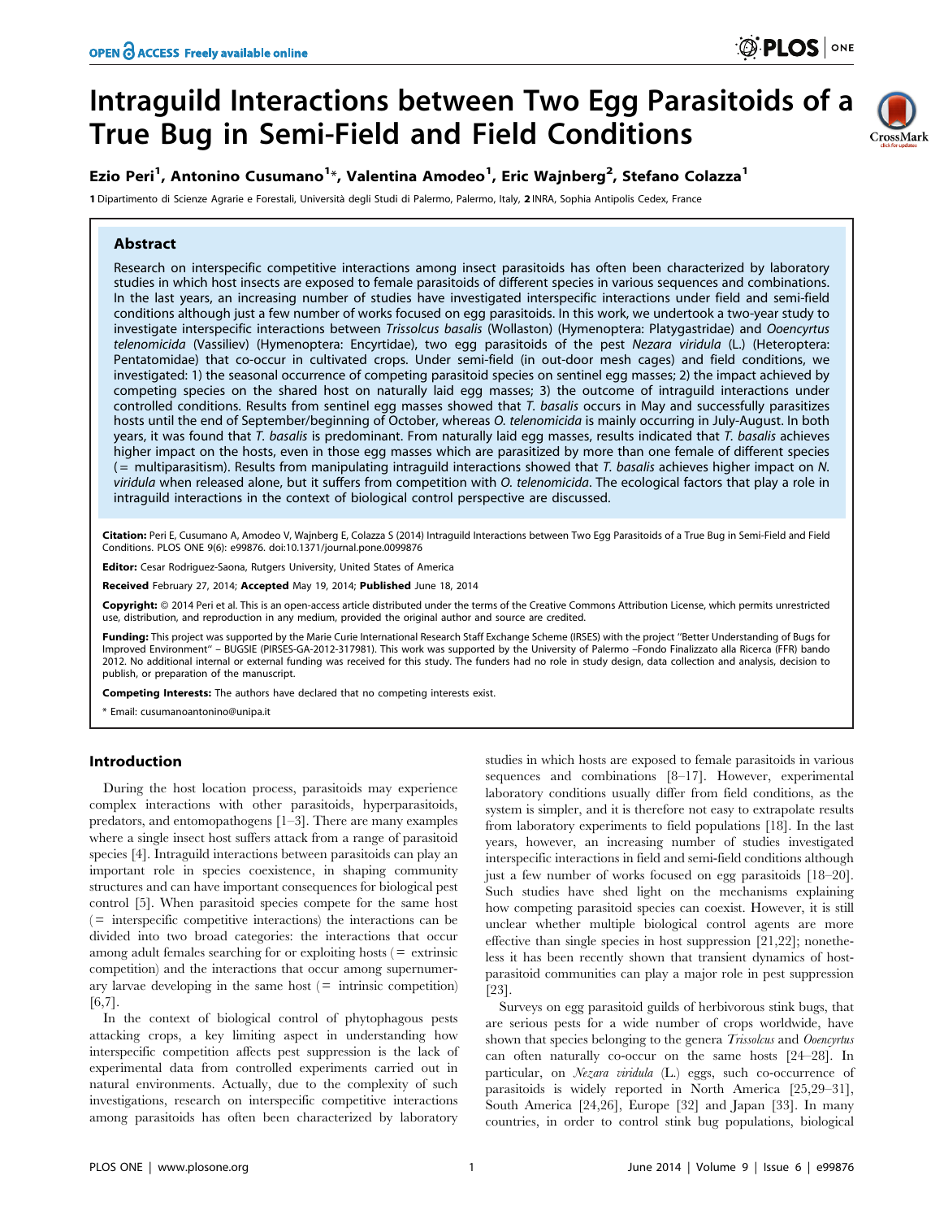# Intraguild Interactions between Two Egg Parasitoids of a True Bug in Semi-Field and Field Conditions

**Ezio Peri[1], Antonino Cusumano[1]*, Valentina Amodeo[1], Eric Wajnberg[2], Stefano Colazza[1]**

1 Dipartimento di Scienze Agrarie e Forestali, Università degli Studi di Palermo, Palermo, Italy, 2 INRA, Sophia Antipolis Cedex, France

## Abstract

Research on interspecific competitive interactions among insect parasitoids has often been characterized by laboratory studies in which host insects are exposed to female parasitoids of different species in various sequences and combinations. In the last years, an increasing number of studies have investigated interspecific interactions under field and semi-field conditions although just a few number of works focused on egg parasitoids. In this work, we undertook a two-year study to investigate interspecific interactions between *Trissolcus basalis* (Wollaston) (Hymenoptera: Platygastridae) and *Ooencyrtus telenomicida* (Vassiliev) (Hymenoptera: Encyrtidae), two egg parasitoids of the pest *Nezara viridula* (L.) (Heteroptera: Pentatomidae) that co-occur in cultivated crops. Under semi-field (in out-door mesh cages) and field conditions, we investigated: 1) the seasonal occurrence of competing parasitoid species on sentinel egg masses; 2) the impact achieved by competing species on the shared host on naturally laid egg masses; 3) the outcome of intraguild interactions under controlled conditions. Results from sentinel egg masses showed that *T. basalis* occurs in May and successfully parasitizes hosts until the end of September/beginning of October, whereas *O. telenomicida* is mainly occurring in July-August. In both years, it was found that *T. basalis* is predominant. From naturally laid egg masses, results indicated that *T. basalis* achieves higher impact on the hosts, even in those egg masses which are parasitized by more than one female of different species (= multiparasitism). Results from manipulating intraguild interactions showed that *T. basalis* achieves higher impact on *N. viridula* when released alone, but it suffers from competition with *O. telenomicida*. The ecological factors that play a role in intraguild interactions in the context of biological control perspective are discussed.

**Citation:** Peri E, Cusumano A, Amodeo V, Wajnberg E, Colazza S (2014) Intraguild Interactions between Two Egg Parasitoids of a True Bug in Semi-Field and Field Conditions. PLOS ONE 9(6): e99876. doi:10.1371/journal.pone.0099876

**Editor:** Cesar Rodriguez-Saona, Rutgers University, United States of America

**Received** February 27, 2014; **Accepted** May 19, 2014; **Published** June 18, 2014

**Copyright:** © 2014 Peri et al. This is an open-access article distributed under the terms of the Creative Commons Attribution License, which permits unrestricted use, distribution, and reproduction in any medium, provided the original author and source are credited.

**Funding:** This project was supported by the Marie Curie International Research Staff Exchange Scheme (IRSES) with the project "Better Understanding of Bugs for Improved Environment" – BUGSIE (PIRSES-GA-2012-317981). This work was supported by the University of Palermo –Fondo Finalizzato alla Ricerca (FFR) bando 2012. No additional internal or external funding was received for this study. The funders had no role in study design, data collection and analysis, decision to publish, or preparation of the manuscript.

**Competing Interests:** The authors have declared that no competing interests exist.

\* Email: cusumanoantonino@unipa.it

## Introduction

During the host location process, parasitoids may experience complex interactions with other parasitoids, hyperparasitoids, predators, and entomopathogens [1–3]. There are many examples where a single insect host suffers attack from a range of parasitoid species [4]. Intraguild interactions between parasitoids can play an important role in species coexistence, in shaping community structures and can have important consequences for biological pest control [5]. When parasitoid species compete for the same host (= interspecific competitive interactions) the interactions can be divided into two broad categories: the interactions that occur among adult females searching for or exploiting hosts (= extrinsic competition) and the interactions that occur among supernumerary larvae developing in the same host (= intrinsic competition) [6,7].

In the context of biological control of phytophagous pests attacking crops, a key limiting aspect in understanding how interspecific competition affects pest suppression is the lack of experimental data from controlled experiments carried out in natural environments. Actually, due to the complexity of such investigations, research on interspecific competitive interactions among parasitoids has often been characterized by laboratory studies in which hosts are exposed to female parasitoids in various sequences and combinations [8–17]. However, experimental laboratory conditions usually differ from field conditions, as the system is simpler, and it is therefore not easy to extrapolate results from laboratory experiments to field populations [18]. In the last years, however, an increasing number of studies investigated interspecific interactions in field and semi-field conditions although just a few number of works focused on egg parasitoids [18–20]. Such studies have shed light on the mechanisms explaining how competing parasitoid species can coexist. However, it is still unclear whether multiple biological control agents are more effective than single species in host suppression [21,22]; nonetheless it has been recently shown that transient dynamics of host-parasitoid communities can play a major role in pest suppression [23].

Surveys on egg parasitoid guilds of herbivorous stink bugs, that are serious pests for a wide number of crops worldwide, have shown that species belonging to the genera *Trissolcus* and *Ooencyrtus* can often naturally co-occur on the same hosts [24–28]. In particular, on *Nezara viridula* (L.) eggs, such co-occurrence of parasitoids is widely reported in North America [25,29–31], South America [24,26], Europe [32] and Japan [33]. In many countries, in order to control stink bug populations, biological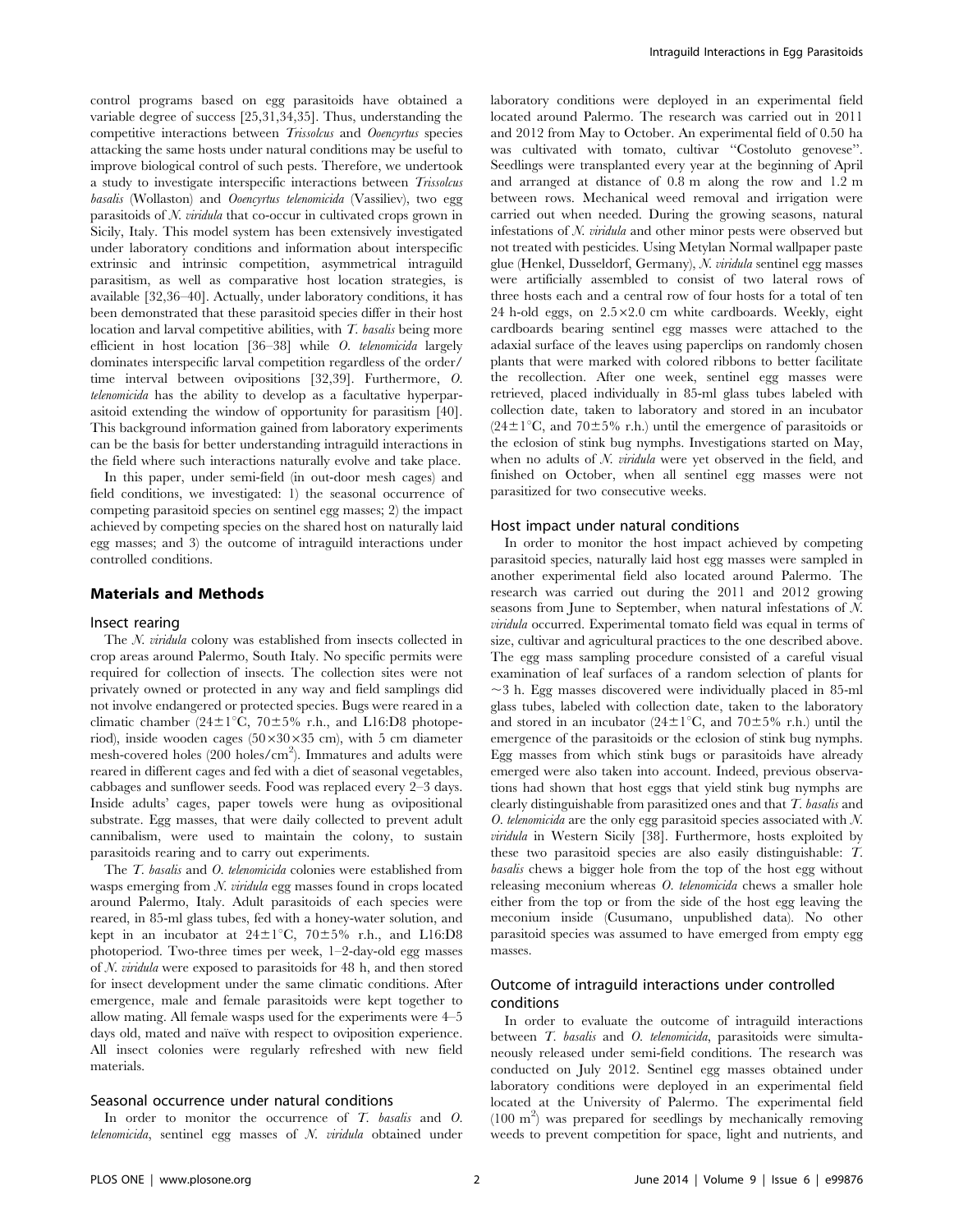control programs based on egg parasitoids have obtained a variable degree of success [25,31,34,35]. Thus, understanding the competitive interactions between *Trissolcus* and *Ooencyrtus* species attacking the same hosts under natural conditions may be useful to improve biological control of such pests. Therefore, we undertook a study to investigate interspecific interactions between *Trissolcus basalis* (Wollaston) and *Ooencyrtus telenomicida* (Vassiliev), two egg parasitoids of *N. viridula* that co-occur in cultivated crops grown in Sicily, Italy. This model system has been extensively investigated under laboratory conditions and information about interspecific extrinsic and intrinsic competition, asymmetrical intraguild parasitism, as well as comparative host location strategies, is available [32,36–40]. Actually, under laboratory conditions, it has been demonstrated that these parasitoid species differ in their host location and larval competitive abilities, with *T. basalis* being more efficient in host location [36–38] while *O. telenomicida* largely dominates interspecific larval competition regardless of the order/time interval between ovipositions [32,39]. Furthermore, *O. telenomicida* has the ability to develop as a facultative hyperparasitoid extending the window of opportunity for parasitism [40]. This background information gained from laboratory experiments can be the basis for better understanding intraguild interactions in the field where such interactions naturally evolve and take place.

In this paper, under semi-field (in out-door mesh cages) and field conditions, we investigated: 1) the seasonal occurrence of competing parasitoid species on sentinel egg masses; 2) the impact achieved by competing species on the shared host on naturally laid egg masses; and 3) the outcome of intraguild interactions under controlled conditions.

## Materials and Methods

### Insect rearing

The *N. viridula* colony was established from insects collected in crop areas around Palermo, South Italy. No specific permits were required for collection of insects. The collection sites were not privately owned or protected in any way and field samplings did not involve endangered or protected species. Bugs were reared in a climatic chamber (24±1°C, 70±5% r.h., and L16:D8 photoperiod), inside wooden cages (50×30×35 cm), with 5 cm diameter mesh-covered holes (200 holes/cm$^2$). Immatures and adults were reared in different cages and fed with a diet of seasonal vegetables, cabbages and sunflower seeds. Food was replaced every 2–3 days. Inside adults' cages, paper towels were hung as ovipositional substrate. Egg masses, that were daily collected to prevent adult cannibalism, were used to maintain the colony, to sustain parasitoids rearing and to carry out experiments.

The *T. basalis* and *O. telenomicida* colonies were established from wasps emerging from *N. viridula* egg masses found in crops located around Palermo, Italy. Adult parasitoids of each species were reared, in 85-ml glass tubes, fed with a honey-water solution, and kept in an incubator at 24±1°C, 70±5% r.h., and L16:D8 photoperiod. Two-three times per week, 1–2-day-old egg masses of *N. viridula* were exposed to parasitoids for 48 h, and then stored for insect development under the same climatic conditions. After emergence, male and female parasitoids were kept together to allow mating. All female wasps used for the experiments were 4–5 days old, mated and naïve with respect to oviposition experience. All insect colonies were regularly refreshed with new field materials.

### Seasonal occurrence under natural conditions

In order to monitor the occurrence of *T. basalis* and *O. telenomicida*, sentinel egg masses of *N. viridula* obtained under laboratory conditions were deployed in an experimental field located around Palermo. The research was carried out in 2011 and 2012 from May to October. An experimental field of 0.50 ha was cultivated with tomato, cultivar "Costoluto genovese". Seedlings were transplanted every year at the beginning of April and arranged at distance of 0.8 m along the row and 1.2 m between rows. Mechanical weed removal and irrigation were carried out when needed. During the growing seasons, natural infestations of *N. viridula* and other minor pests were observed but not treated with pesticides. Using Metylan Normal wallpaper paste glue (Henkel, Dusseldorf, Germany), *N. viridula* sentinel egg masses were artificially assembled to consist of two lateral rows of three hosts each and a central row of four hosts for a total of ten 24 h-old eggs, on 2.5×2.0 cm white cardboards. Weekly, eight cardboards bearing sentinel egg masses were attached to the adaxial surface of the leaves using paperclips on randomly chosen plants that were marked with colored ribbons to better facilitate the recollection. After one week, sentinel egg masses were retrieved, placed individually in 85-ml glass tubes labeled with collection date, taken to laboratory and stored in an incubator (24±1°C, and 70±5% r.h.) until the emergence of parasitoids or the eclosion of stink bug nymphs. Investigations started on May, when no adults of *N. viridula* were yet observed in the field, and finished on October, when all sentinel egg masses were not parasitized for two consecutive weeks.

### Host impact under natural conditions

In order to monitor the host impact achieved by competing parasitoid species, naturally laid host egg masses were sampled in another experimental field also located around Palermo. The research was carried out during the 2011 and 2012 growing seasons from June to September, when natural infestations of *N. viridula* occurred. Experimental tomato field was equal in terms of size, cultivar and agricultural practices to the one described above. The egg mass sampling procedure consisted of a careful visual examination of leaf surfaces of a random selection of plants for ~3 h. Egg masses discovered were individually placed in 85-ml glass tubes, labeled with collection date, taken to the laboratory and stored in an incubator (24±1°C, and 70±5% r.h.) until the emergence of the parasitoids or the eclosion of stink bug nymphs. Egg masses from which stink bugs or parasitoids have already emerged were also taken into account. Indeed, previous observations had shown that host eggs that yield stink bug nymphs are clearly distinguishable from parasitized ones and that *T. basalis* and *O. telenomicida* are the only egg parasitoid species associated with *N. viridula* in Western Sicily [38]. Furthermore, hosts exploited by these two parasitoid species are also easily distinguishable: *T. basalis* chews a bigger hole from the top of the host egg without releasing meconium whereas *O. telenomicida* chews a smaller hole either from the top or from the side of the host egg leaving the meconium inside (Cusumano, unpublished data). No other parasitoid species was assumed to have emerged from empty egg masses.

### Outcome of intraguild interactions under controlled conditions

In order to evaluate the outcome of intraguild interactions between *T. basalis* and *O. telenomicida*, parasitoids were simultaneously released under semi-field conditions. The research was conducted on July 2012. Sentinel egg masses obtained under laboratory conditions were deployed in an experimental field located at the University of Palermo. The experimental field (100 m$^2$) was prepared for seedlings by mechanically removing weeds to prevent competition for space, light and nutrients, and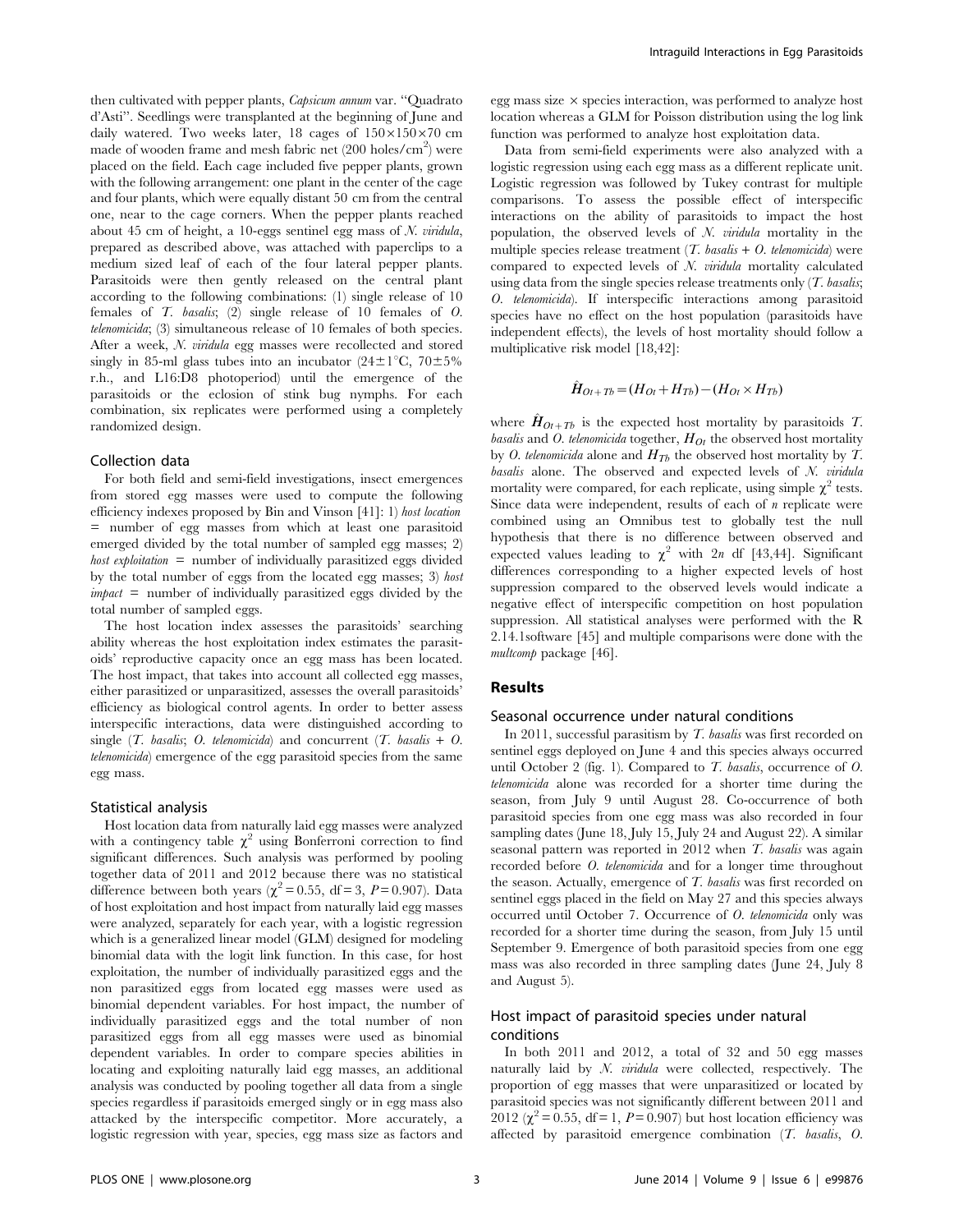then cultivated with pepper plants, *Capsicum annum* var. "Quadrato d'Asti". Seedlings were transplanted at the beginning of June and daily watered. Two weeks later, 18 cages of 150×150×70 cm made of wooden frame and mesh fabric net (200 holes/cm$^2$) were placed on the field. Each cage included five pepper plants, grown with the following arrangement: one plant in the center of the cage and four plants, which were equally distant 50 cm from the central one, near to the cage corners. When the pepper plants reached about 45 cm of height, a 10-eggs sentinel egg mass of *N. viridula*, prepared as described above, was attached with paperclips to a medium sized leaf of each of the four lateral pepper plants. Parasitoids were then gently released on the central plant according to the following combinations: (1) single release of 10 females of *T. basalis*; (2) single release of 10 females of *O. telenomicida*; (3) simultaneous release of 10 females of both species. After a week, *N. viridula* egg masses were recollected and stored singly in 85-ml glass tubes into an incubator (24±1°C, 70±5% r.h., and L16:D8 photoperiod) until the emergence of the parasitoids or the eclosion of stink bug nymphs. For each combination, six replicates were performed using a completely randomized design.

### Collection data

For both field and semi-field investigations, insect emergences from stored egg masses were used to compute the following efficiency indexes proposed by Bin and Vinson [41]: 1) *host location* = number of egg masses from which at least one parasitoid emerged divided by the total number of sampled egg masses; 2) *host exploitation* = number of individually parasitized eggs divided by the total number of eggs from the located egg masses; 3) *host impact* = number of individually parasitized eggs divided by the total number of sampled eggs.

The host location index assesses the parasitoids' searching ability whereas the host exploitation index estimates the parasitoids' reproductive capacity once an egg mass has been located. The host impact, that takes into account all collected egg masses, either parasitized or unparasitized, assesses the overall parasitoids' efficiency as biological control agents. In order to better assess interspecific interactions, data were distinguished according to single (*T. basalis*; *O. telenomicida*) and concurrent (*T. basalis* + *O. telenomicida*) emergence of the egg parasitoid species from the same egg mass.

### Statistical analysis

Host location data from naturally laid egg masses were analyzed with a contingency table $\chi^2$ using Bonferroni correction to find significant differences. Such analysis was performed by pooling together data of 2011 and 2012 because there was no statistical difference between both years ($\chi^2 = 0.55$, df = 3, $P = 0.907$). Data of host exploitation and host impact from naturally laid egg masses were analyzed, separately for each year, with a logistic regression which is a generalized linear model (GLM) designed for modeling binomial data with the logit link function. In this case, for host exploitation, the number of individually parasitized eggs and the non parasitized eggs from located egg masses were used as binomial dependent variables. For host impact, the number of individually parasitized eggs and the total number of non parasitized eggs from all egg masses were used as binomial dependent variables. In order to compare species abilities in locating and exploiting naturally laid egg masses, an additional analysis was conducted by pooling together all data from a single species regardless if parasitoids emerged singly or in egg mass also attacked by the interspecific competitor. More accurately, a logistic regression with year, species, egg mass size as factors and egg mass size × species interaction, was performed to analyze host location whereas a GLM for Poisson distribution using the log link function was performed to analyze host exploitation data.

Data from semi-field experiments were also analyzed with a logistic regression using each egg mass as a different replicate unit. Logistic regression was followed by Tukey contrast for multiple comparisons. To assess the possible effect of interspecific interactions on the ability of parasitoids to impact the host population, the observed levels of *N. viridula* mortality in the multiple species release treatment (*T. basalis* + *O. telenomicida*) were compared to expected levels of *N. viridula* mortality calculated using data from the single species release treatments only (*T. basalis*; *O. telenomicida*). If interspecific interactions among parasitoid species have no effect on the host population (parasitoids have independent effects), the levels of host mortality should follow a multiplicative risk model [18,42]:

$$\hat{H}_{Ot+Tb} = (H_{Ot} + H_{Tb}) - (H_{Ot} \times H_{Tb})$$

where $\hat{H}_{Ot+Tb}$ is the expected host mortality by parasitoids *T. basalis* and *O. telenomicida* together, $H_{Ot}$ the observed host mortality by *O. telenomicida* alone and $H_{Tb}$ the observed host mortality by *T. basalis* alone. The observed and expected levels of *N. viridula* mortality were compared, for each replicate, using simple $\chi^2$ tests. Since data were independent, results of each of *n* replicate were combined using an Omnibus test to globally test the null hypothesis that there is no difference between observed and expected values leading to $\chi^2$ with $2n$ df [43,44]. Significant differences corresponding to a higher expected levels of host suppression compared to the observed levels would indicate a negative effect of interspecific competition on host population suppression. All statistical analyses were performed with the R 2.14.1software [45] and multiple comparisons were done with the *multcomp* package [46].

## Results

### Seasonal occurrence under natural conditions

In 2011, successful parasitism by *T. basalis* was first recorded on sentinel eggs deployed on June 4 and this species always occurred until October 2 (fig. 1). Compared to *T. basalis*, occurrence of *O. telenomicida* alone was recorded for a shorter time during the season, from July 9 until August 28. Co-occurrence of both parasitoid species from one egg mass was also recorded in four sampling dates (June 18, July 15, July 24 and August 22). A similar seasonal pattern was reported in 2012 when *T. basalis* was again recorded before *O. telenomicida* and for a longer time throughout the season. Actually, emergence of *T. basalis* was first recorded on sentinel eggs placed in the field on May 27 and this species always occurred until October 7. Occurrence of *O. telenomicida* only was recorded for a shorter time during the season, from July 15 until September 9. Emergence of both parasitoid species from one egg mass was also recorded in three sampling dates (June 24, July 8 and August 5).

### Host impact of parasitoid species under natural conditions

In both 2011 and 2012, a total of 32 and 50 egg masses naturally laid by *N. viridula* were collected, respectively. The proportion of egg masses that were unparasitized or located by parasitoid species was not significantly different between 2011 and 2012 ($\chi^2 = 0.55$, df = 1, $P = 0.907$) but host location efficiency was affected by parasitoid emergence combination (*T. basalis*, *O.*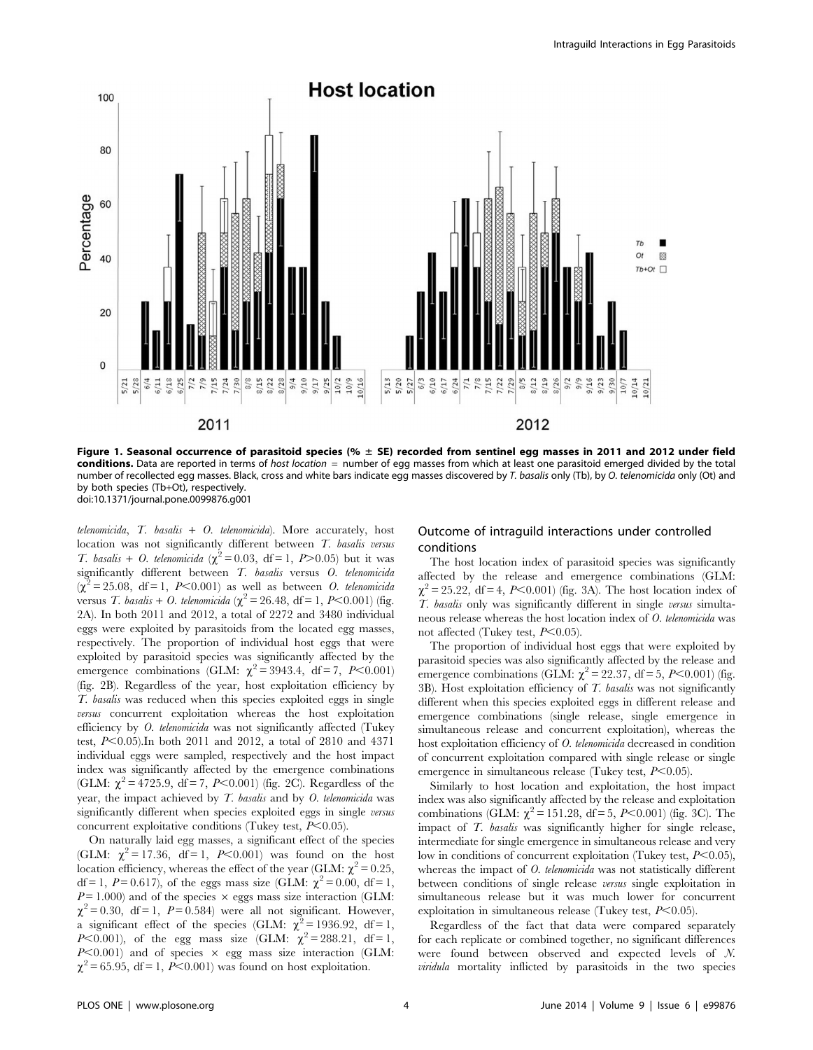**Figure 1. Seasonal occurrence of parasitoid species (% ± SE) recorded from sentinel egg masses in 2011 and 2012 under field conditions.** Data are reported in terms of *host location* = number of egg masses from which at least one parasitoid emerged divided by the total number of recollected egg masses. Black, cross and white bars indicate egg masses discovered by *T. basalis* only (Tb), by *O. telenomicida* only (Ot) and by both species (Tb+Ot), respectively.
doi:10.1371/journal.pone.0099876.g001

*telenomicida*, *T. basalis* + *O. telenomicida*). More accurately, host location was not significantly different between *T. basalis versus T. basalis* + *O. telenomicida* ($\chi^2 = 0.03$, df = 1, $P>0.05$) but it was significantly different between *T. basalis* versus *O. telenomicida* ($\chi^2 = 25.08$, df = 1, $P<0.001$) as well as between *O. telenomicida* versus *T. basalis* + *O. telenomicida* ($\chi^2 = 26.48$, df = 1, $P<0.001$) (fig. 2A). In both 2011 and 2012, a total of 2272 and 3480 individual eggs were exploited by parasitoids from the located egg masses, respectively. The proportion of individual host eggs that were exploited by parasitoid species was significantly affected by the emergence combinations (GLM: $\chi^2 = 3943.4$, df = 7, $P<0.001$) (fig. 2B). Regardless of the year, host exploitation efficiency by *T. basalis* was reduced when this species exploited eggs in single *versus* concurrent exploitation whereas the host exploitation efficiency by *O. telenomicida* was not significantly affected (Tukey test, $P<0.05$).In both 2011 and 2012, a total of 2810 and 4371 individual eggs were sampled, respectively and the host impact index was significantly affected by the emergence combinations (GLM: $\chi^2 = 4725.9$, df = 7, $P<0.001$) (fig. 2C). Regardless of the year, the impact achieved by *T. basalis* and by *O. telenomicida* was significantly different when species exploited eggs in single *versus* concurrent exploitative conditions (Tukey test, $P<0.05$).

On naturally laid egg masses, a significant effect of the species (GLM: $\chi^2 = 17.36$, df = 1, $P<0.001$) was found on the host location efficiency, whereas the effect of the year (GLM: $\chi^2 = 0.25$, df = 1, $P = 0.617$), of the eggs mass size (GLM: $\chi^2 = 0.00$, df = 1, $P = 1.000$) and of the species × eggs mass size interaction (GLM: $\chi^2 = 0.30$, df = 1, $P = 0.584$) were all not significant. However, a significant effect of the species (GLM: $\chi^2 = 1936.92$, df = 1, $P<0.001$), of the egg mass size (GLM: $\chi^2 = 288.21$, df = 1, $P<0.001$) and of species × egg mass size interaction (GLM: $\chi^2 = 65.95$, df = 1, $P<0.001$) was found on host exploitation.

## Outcome of intraguild interactions under controlled conditions

The host location index of parasitoid species was significantly affected by the release and emergence combinations (GLM: $\chi^2 = 25.22$, df = 4, $P<0.001$) (fig. 3A). The host location index of *T. basalis* only was significantly different in single *versus* simultaneous release whereas the host location index of *O. telenomicida* was not affected (Tukey test, $P<0.05$).

The proportion of individual host eggs that were exploited by parasitoid species was also significantly affected by the release and emergence combinations (GLM: $\chi^2 = 22.37$, df = 5, $P<0.001$) (fig. 3B). Host exploitation efficiency of *T. basalis* was not significantly different when this species exploited eggs in different release and emergence combinations (single release, single emergence in simultaneous release and concurrent exploitation), whereas the host exploitation efficiency of *O. telenomicida* decreased in condition of concurrent exploitation compared with single release or single emergence in simultaneous release (Tukey test, $P<0.05$).

Similarly to host location and exploitation, the host impact index was also significantly affected by the release and exploitation combinations (GLM: $\chi^2 = 151.28$, df = 5, $P<0.001$) (fig. 3C). The impact of *T. basalis* was significantly higher for single release, intermediate for single emergence in simultaneous release and very low in conditions of concurrent exploitation (Tukey test, $P<0.05$), whereas the impact of *O. telenomicida* was not statistically different between conditions of single release *versus* single exploitation in simultaneous release but it was much lower for concurrent exploitation in simultaneous release (Tukey test, $P<0.05$).

Regardless of the fact that data were compared separately for each replicate or combined together, no significant differences were found between observed and expected levels of *N. viridula* mortality inflicted by parasitoids in the two species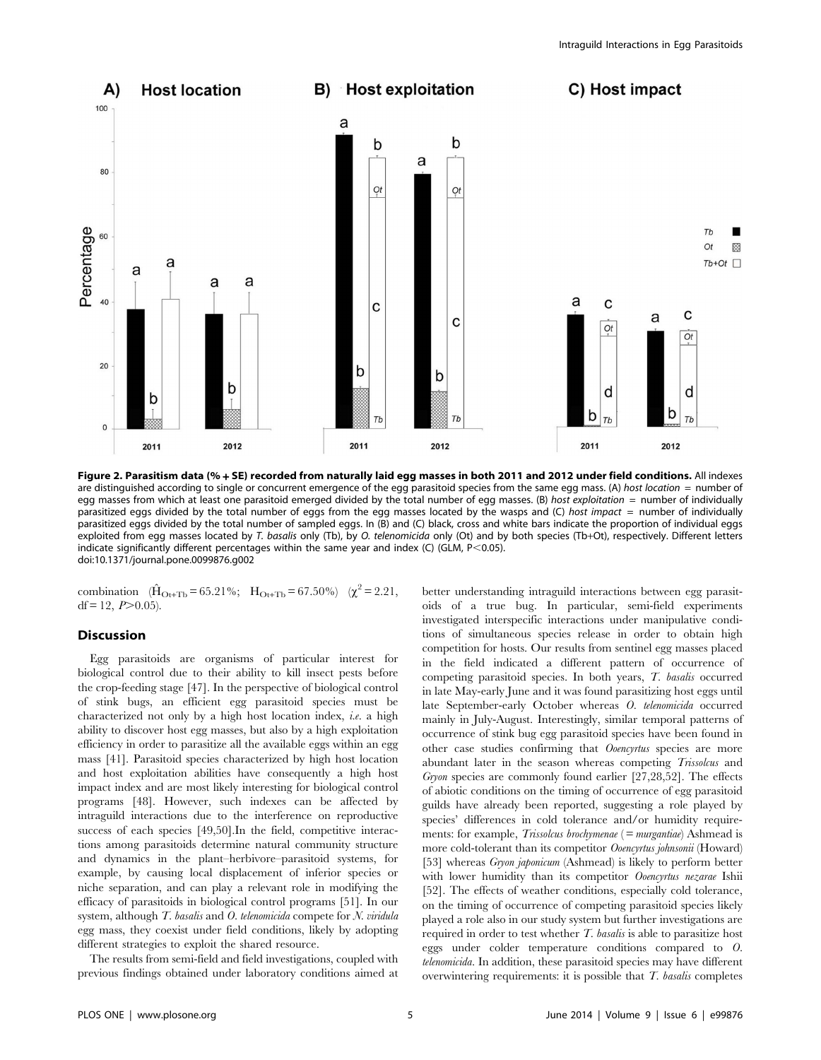**Figure 2. Parasitism data (% + SE) recorded from naturally laid egg masses in both 2011 and 2012 under field conditions.** All indexes are distinguished according to single or concurrent emergence of the egg parasitoid species from the same egg mass. (A) *host location* = number of egg masses from which at least one parasitoid emerged divided by the total number of egg masses. (B) *host exploitation* = number of individually parasitized eggs divided by the total number of eggs from the egg masses located by the wasps and (C) *host impact* = number of individually parasitized eggs divided by the total number of sampled eggs. In (B) and (C) black, cross and white bars indicate the proportion of individual eggs exploited from egg masses located by *T. basalis* only (Tb), by *O. telenomicida* only (Ot) and by both species (Tb+Ot), respectively. Different letters indicate significantly different percentages within the same year and index (C) (GLM, $P<0.05$).
doi:10.1371/journal.pone.0099876.g002

combination ($\hat{H}_{Ot+Tb} = 65.21\%$; $H_{Ot+Tb} = 67.50\%$) ($\chi^2 = 2.21$, df = 12, $P>0.05$).

## Discussion

Egg parasitoids are organisms of particular interest for biological control due to their ability to kill insect pests before the crop-feeding stage [47]. In the perspective of biological control of stink bugs, an efficient egg parasitoid species must be characterized not only by a high host location index, *i.e.* a high ability to discover host egg masses, but also by a high exploitation efficiency in order to parasitize all the available eggs within an egg mass [41]. Parasitoid species characterized by high host location and host exploitation abilities have consequently a high host impact index and are most likely interesting for biological control programs [48]. However, such indexes can be affected by intraguild interactions due to the interference on reproductive success of each species [49,50].In the field, competitive interactions among parasitoids determine natural community structure and dynamics in the plant–herbivore–parasitoid systems, for example, by causing local displacement of inferior species or niche separation, and can play a relevant role in modifying the efficacy of parasitoids in biological control programs [51]. In our system, although *T. basalis* and *O. telenomicida* compete for *N. viridula* egg mass, they coexist under field conditions, likely by adopting different strategies to exploit the shared resource.

The results from semi-field and field investigations, coupled with previous findings obtained under laboratory conditions aimed at better understanding intraguild interactions between egg parasitoids of a true bug. In particular, semi-field experiments investigated interspecific interactions under manipulative conditions of simultaneous species release in order to obtain high competition for hosts. Our results from sentinel egg masses placed in the field indicated a different pattern of occurrence of competing parasitoid species. In both years, *T. basalis* occurred in late May-early June and it was found parasitizing host eggs until late September-early October whereas *O. telenomicida* occurred mainly in July-August. Interestingly, similar temporal patterns of occurrence of stink bug egg parasitoid species have been found in other case studies confirming that *Ooencyrtus* species are more abundant later in the season whereas competing *Trissolcus* and *Gryon* species are commonly found earlier [27,28,52]. The effects of abiotic conditions on the timing of occurrence of egg parasitoid guilds have already been reported, suggesting a role played by species' differences in cold tolerance and/or humidity requirements: for example, *Trissolcus brochymenae* (= *murgantiae*) Ashmead is more cold-tolerant than its competitor *Ooencyrtus johnsonii* (Howard) [53] whereas *Gryon japonicum* (Ashmead) is likely to perform better with lower humidity than its competitor *Ooencyrtus nezarae* Ishii [52]. The effects of weather conditions, especially cold tolerance, on the timing of occurrence of competing parasitoid species likely played a role also in our study system but further investigations are required in order to test whether *T. basalis* is able to parasitize host eggs under colder temperature conditions compared to *O. telenomicida*. In addition, these parasitoid species may have different overwintering requirements: it is possible that *T. basalis* completes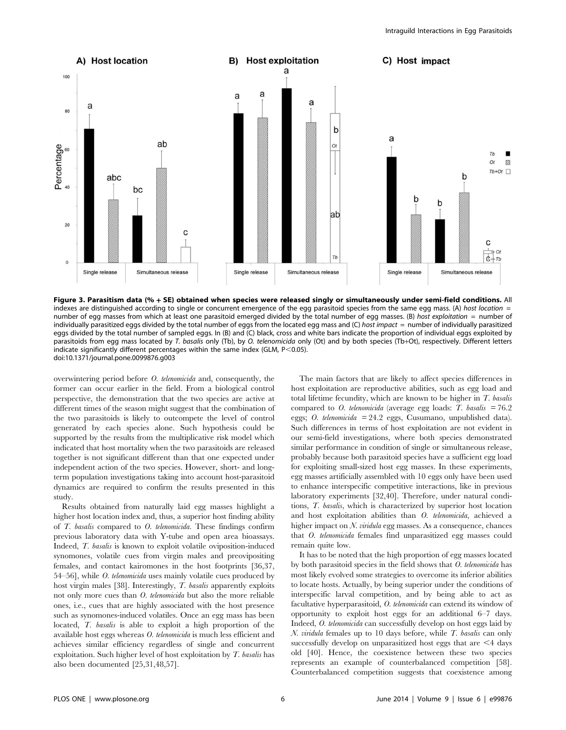**Figure 3. Parasitism data (% + SE) obtained when species were released singly or simultaneously under semi-field conditions.** All indexes are distinguished according to single or concurrent emergence of the egg parasitoid species from the same egg mass. (A) *host location* = number of egg masses from which at least one parasitoid emerged divided by the total number of egg masses. (B) *host exploitation* = number of individually parasitized eggs divided by the total number of eggs from the located egg mass and (C) *host impact* = number of individually parasitized eggs divided by the total number of sampled eggs. In (B) and (C) black, cross and white bars indicate the proportion of individual eggs exploited by parasitoids from egg mass located by *T. basalis* only (Tb), by *O. telenomicida* only (Ot) and by both species (Tb+Ot), respectively. Different letters indicate significantly different percentages within the same index (GLM, $P<0.05$).
doi:10.1371/journal.pone.0099876.g003

overwintering period before *O. telenomicida* and, consequently, the former can occur earlier in the field. From a biological control perspective, the demonstration that the two species are active at different times of the season might suggest that the combination of the two parasitoids is likely to outcompete the level of control generated by each species alone. Such hypothesis could be supported by the results from the multiplicative risk model which indicated that host mortality when the two parasitoids are released together is not significant different than that one expected under independent action of the two species. However, short- and long-term population investigations taking into account host-parasitoid dynamics are required to confirm the results presented in this study.

Results obtained from naturally laid egg masses highlight a higher host location index and, thus, a superior host finding ability of *T. basalis* compared to *O. telenomicida*. These findings confirm previous laboratory data with Y-tube and open area bioassays. Indeed, *T. basalis* is known to exploit volatile oviposition-induced synomones, volatile cues from virgin males and preovipositing females, and contact kairomones in the host footprints [36,37, 54–56], while *O. telenomicida* uses mainly volatile cues produced by host virgin males [38]. Interestingly, *T. basalis* apparently exploits not only more cues than *O. telenomicida* but also the more reliable ones, i.e., cues that are highly associated with the host presence such as synomones-induced volatiles. Once an egg mass has been located, *T. basalis* is able to exploit a high proportion of the available host eggs whereas *O. telenomicida* is much less efficient and achieves similar efficiency regardless of single and concurrent exploitation. Such higher level of host exploitation by *T. basalis* has also been documented [25,31,48,57].

The main factors that are likely to affect species differences in host exploitation are reproductive abilities, such as egg load and total lifetime fecundity, which are known to be higher in *T. basalis* compared to *O. telenomicida* (average egg loads: *T. basalis* = 76.2 eggs; *O. telenomicida* = 24.2 eggs, Cusumano, unpublished data). Such differences in terms of host exploitation are not evident in our semi-field investigations, where both species demonstrated similar performance in condition of single or simultaneous release, probably because both parasitoid species have a sufficient egg load for exploiting small-sized host egg masses. In these experiments, egg masses artificially assembled with 10 eggs only have been used to enhance interspecific competitive interactions, like in previous laboratory experiments [32,40]. Therefore, under natural conditions, *T. basalis*, which is characterized by superior host location and host exploitation abilities than *O. telenomicida*, achieved a higher impact on *N. viridula* egg masses. As a consequence, chances that *O. telenomicida* females find unparasitized egg masses could remain quite low.

It has to be noted that the high proportion of egg masses located by both parasitoid species in the field shows that *O. telenomicida* has most likely evolved some strategies to overcome its inferior abilities to locate hosts. Actually, by being superior under the conditions of interspecific larval competition, and by being able to act as facultative hyperparasitoid, *O. telenomicida* can extend its window of opportunity to exploit host eggs for an additional 6–7 days. Indeed, *O. telenomicida* can successfully develop on host eggs laid by *N. viridula* females up to 10 days before, while *T. basalis* can only successfully develop on unparasitized host eggs that are $<4$ days old [40]. Hence, the coexistence between these two species represents an example of counterbalanced competition [58]. Counterbalanced competition suggests that coexistence among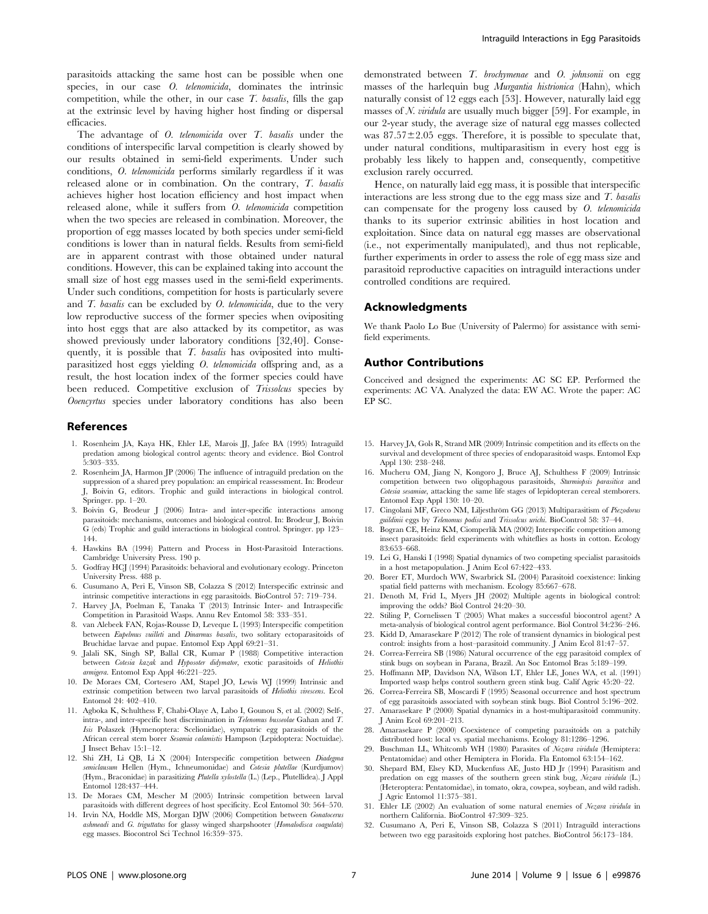parasitoids attacking the same host can be possible when one species, in our case *O. telenomicida*, dominates the intrinsic competition, while the other, in our case *T. basalis*, fills the gap at the extrinsic level by having higher host finding or dispersal efficacies.

The advantage of *O. telenomicida* over *T. basalis* under the conditions of interspecific larval competition is clearly showed by our results obtained in semi-field experiments. Under such conditions, *O. telenomicida* performs similarly regardless if it was released alone or in combination. On the contrary, *T. basalis* achieves higher host location efficiency and host impact when released alone, while it suffers from *O. telenomicida* competition when the two species are released in combination. Moreover, the proportion of egg masses located by both species under semi-field conditions is lower than in natural fields. Results from semi-field are in apparent contrast with those obtained under natural conditions. However, this can be explained taking into account the small size of host egg masses used in the semi-field experiments. Under such conditions, competition for hosts is particularly severe and *T. basalis* can be excluded by *O. telenomicida*, due to the very low reproductive success of the former species when ovipositing into host eggs that are also attacked by its competitor, as was showed previously under laboratory conditions [32,40]. Consequently, it is possible that *T. basalis* has oviposited into multiparasitized host eggs yielding *O. telenomicida* offspring and, as a result, the host location index of the former species could have been reduced. Competitive exclusion of *Trissolcus* species by *Ooencyrtus* species under laboratory conditions has also been demonstrated between *T. brochymenae* and *O. johnsonii* on egg masses of the harlequin bug *Murgantia histrionica* (Hahn), which naturally consist of 12 eggs each [53]. However, naturally laid egg masses of *N. viridula* are usually much bigger [59]. For example, in our 2-year study, the average size of natural egg masses collected was $87.57 \pm 2.05$ eggs. Therefore, it is possible to speculate that, under natural conditions, multiparasitism in every host egg is probably less likely to happen and, consequently, competitive exclusion rarely occurred.

Hence, on naturally laid egg mass, it is possible that interspecific interactions are less strong due to the egg mass size and *T. basalis* can compensate for the progeny loss caused by *O. telenomicida* thanks to its superior extrinsic abilities in host location and exploitation. Since data on natural egg masses are observational (i.e., not experimentally manipulated), and thus not replicable, further experiments in order to assess the role of egg mass size and parasitoid reproductive capacities on intraguild interactions under controlled conditions are required.

## Acknowledgments

We thank Paolo Lo Bue (University of Palermo) for assistance with semi-field experiments.

## Author Contributions

Conceived and designed the experiments: AC SC EP. Performed the experiments: AC VA. Analyzed the data: EW AC. Wrote the paper: AC EP SC.

## References

1. Rosenheim JA, Kaya HK, Ehler LE, Marois JJ, Jafee BA (1995) Intraguild predation among biological control agents: theory and evidence. Biol Control 5:303–335.
2. Rosenheim JA, Harmon JP (2006) The influence of intraguild predation on the suppression of a shared prey population: an empirical reassessment. In: Brodeur J, Boivin G, editors. Trophic and guild interactions in biological control. Springer. pp. 1–20.
3. Boivin G, Brodeur J (2006) Intra- and inter-specific interactions among parasitoids: mechanisms, outcomes and biological control. In: Brodeur J, Boivin G (eds) Trophic and guild interactions in biological control. Springer. pp 123–144.
4. Hawkins BA (1994) Pattern and Process in Host-Parasitoid Interactions. Cambridge University Press. 190 p.
5. Godfray HCJ (1994) Parasitoids: behavioral and evolutionary ecology. Princeton University Press. 488 p.
6. Cusumano A, Peri E, Vinson SB, Colazza S (2012) Interspecific extrinsic and intrinsic competitive interactions in egg parasitoids. BioControl 57: 719–734.
7. Harvey JA, Poelman E, Tanaka T (2013) Intrinsic Inter- and Intraspecific Competition in Parasitoid Wasps. Annu Rev Entomol 58: 333–351.
8. van Alebeek FAN, Rojas-Rousse D, Leveque L (1993) Interspecific competition between *Eupelmus vuilleti* and *Dinarmus basalis*, two solitary ectoparasitoids of Bruchidae larvae and pupae. Entomol Exp Appl 69:21–31.
9. Jalali SK, Singh SP, Ballal CR, Kumar P (1988) Competitive interaction between *Cotesia kazak* and *Hyposoter didymator*, exotic parasitoids of *Heliothis armigera*. Entomol Exp Appl 46:221–225.
10. De Moraes CM, Cortesero AM, Stapel JO, Lewis WJ (1999) Intrinsic and extrinsic competition between two larval parasitoids of *Heliothis virescens*. Ecol Entomol 24: 402–410.
11. Agboka K, Schulthess F, Chabi-Olaye A, Labo I, Gounou S, et al. (2002) Self-, intra-, and inter-specific host discrimination in *Telenomus busseolae* Gahan and *T. Isis* Polaszek (Hymenoptera: Scelionidae), sympatric egg parasitoids of the African cereal stem borer *Sesamia calamistis* Hampson (Lepidoptera: Noctuidae). J Insect Behav 15:1–12.
12. Shi ZH, Li QB, Li X (2004) Interspecific competition between *Diadegma semiclausum* Hellen (Hym., Ichneumonidae) and *Cotesia plutellae* (Kurdjumov) (Hym., Braconidae) in parasitizing *Plutella xylostella* (L.) (Lep., Plutellidea). J Appl Entomol 128:437–444.
13. De Moraes CM, Mescher M (2005) Intrinsic competition between larval parasitoids with different degrees of host specificity. Ecol Entomol 30: 564–570.
14. Irvin NA, Hoddle MS, Morgan DJW (2006) Competition between *Gonatocerus ashmeadi* and *G. triguttatus* for glassy winged sharpshooter (*Homalodisca coagulata*) egg masses. Biocontrol Sci Technol 16:359–375.
15. Harvey JA, Gols R, Strand MR (2009) Intrinsic competition and its effects on the survival and development of three species of endoparasitoid wasps. Entomol Exp Appl 130: 238–248.
16. Mucheru OM, Jiang N, Kongoro J, Bruce AJ, Schulthess F (2009) Intrinsic competition between two oligophagous parasitoids, *Sturmiopsis parasitica* and *Cotesia sesamiae*, attacking the same life stages of lepidopteran cereal stemborers. Entomol Exp Appl 130: 10–20.
17. Cingolani MF, Greco NM, Liljesthröm GG (2013) Multiparasitism of *Piezodorus guildinii* eggs by *Telenomus podisi* and *Trissolcus urichi*. BioControl 58: 37–44.
18. Bogran CE, Heinz KM, Ciomperlik MA (2002) Interspecific competition among insect parasitoids: field experiments with whiteflies as hosts in cotton. Ecology 83:653–668.
19. Lei G, Hanski I (1998) Spatial dynamics of two competing specialist parasitoids in a host metapopulation. J Anim Ecol 67:422–433.
20. Borer ET, Murdoch WW, Swarbrick SL (2004) Parasitoid coexistence: linking spatial field patterns with mechanism. Ecology 85:667–678.
21. Denoth M, Frid L, Myers JH (2002) Multiple agents in biological control: improving the odds? Biol Control 24:20–30.
22. Stiling P, Cornelissen T (2005) What makes a successful biocontrol agent? A meta-analysis of biological control agent performance. Biol Control 34:236–246.
23. Kidd D, Amarasekare P (2012) The role of transient dynamics in biological pest control: insights from a host–parasitoid community. J Anim Ecol 81:47–57.
24. Correa-Ferreira SB (1986) Natural occurrence of the egg parasitoid complex of stink bugs on soybean in Parana, Brazil. An Soc Entomol Bras 5:189–199.
25. Hoffmann MP, Davidson NA, Wilson LT, Ehler LE, Jones WA, et al. (1991) Imported wasp helps control southern green stink bug. Calif Agric 45:20–22.
26. Correa-Ferreira SB, Moscardi F (1995) Seasonal occurrence and host spectrum of egg parasitoids associated with soybean stink bugs. Biol Control 5:196–202.
27. Amarasekare P (2000) Spatial dynamics in a host-multiparasitoid community. J Anim Ecol 69:201–213.
28. Amarasekare P (2000) Coexistence of competing parasitoids on a patchily distributed host: local vs. spatial mechanisms. Ecology 81:1286–1296.
29. Buschman LL, Whitcomb WH (1980) Parasites of *Nezara viridula* (Hemiptera: Pentatomidae) and other Hemiptera in Florida. Fla Entomol 63:154–162.
30. Shepard BM, Elsey KD, Muckenfuss AE, Justo HD Jr (1994) Parasitism and predation on egg masses of the southern green stink bug, *Nezara viridula* (L.) (Heteroptera: Pentatomidae), in tomato, okra, cowpea, soybean, and wild radish. J Agric Entomol 11:375–381.
31. Ehler LE (2002) An evaluation of some natural enemies of *Nezara viridula* in northern California. BioControl 47:309–325.
32. Cusumano A, Peri E, Vinson SB, Colazza S (2011) Intraguild interactions between two egg parasitoids exploring host patches. BioControl 56:173–184.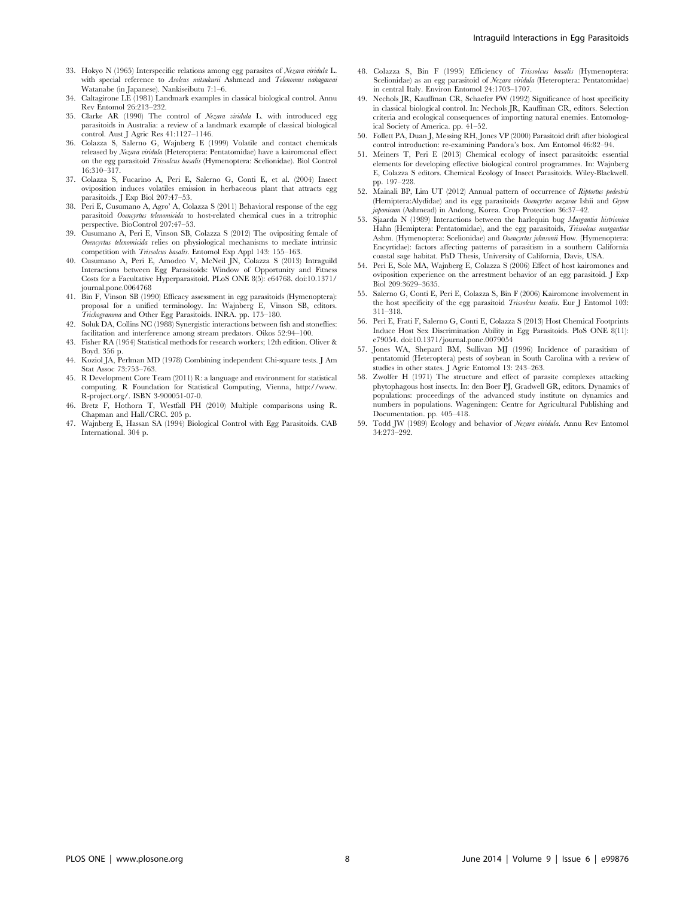33. Hokyo N (1965) Interspecific relations among egg parasites of *Nezara viridula* L. with special reference to *Asolcus mitsukurii* Ashmead and *Telenomus nakagawai* Watanabe (in Japanese). Nankiseibutu 7:1–6.
34. Caltagirone LE (1981) Landmark examples in classical biological control. Annu Rev Entomol 26:213–232.
35. Clarke AR (1990) The control of *Nezara viridula* L. with introduced egg parasitoids in Australia: a review of a landmark example of classical biological control. Aust J Agric Res 41:1127–1146.
36. Colazza S, Salerno G, Wajnberg E (1999) Volatile and contact chemicals released by *Nezara viridula* (Heteroptera: Pentatomidae) have a kairomonal effect on the egg parasitoid *Trissolcus basalis* (Hymenoptera: Scelionidae). Biol Control 16:310–317.
37. Colazza S, Fucarino A, Peri E, Salerno G, Conti E, et al. (2004) Insect oviposition induces volatiles emission in herbaceous plant that attracts egg parasitoids. J Exp Biol 207:47–53.
38. Peri E, Cusumano A, Agro' A, Colazza S (2011) Behavioral response of the egg parasitoid *Ooencyrtus telenomicida* to host-related chemical cues in a tritrophic perspective. BioControl 207:47–53.
39. Cusumano A, Peri E, Vinson SB, Colazza S (2012) The ovipositing female of *Ooencyrtus telenomicida* relies on physiological mechanisms to mediate intrinsic competition with *Trissolcus basalis*. Entomol Exp Appl 143: 155–163.
40. Cusumano A, Peri E, Amodeo V, McNeil JN, Colazza S (2013) Intraguild Interactions between Egg Parasitoids: Window of Opportunity and Fitness Costs for a Facultative Hyperparasitoid. PLoS ONE 8(5): e64768. doi:10.1371/journal.pone.0064768
41. Bin F, Vinson SB (1990) Efficacy assessment in egg parasitoids (Hymenoptera): proposal for a unified terminology. In: Wajnberg E, Vinson SB, editors. *Trichogramma* and Other Egg Parasitoids. INRA. pp. 175–180.
42. Soluk DA, Collins NC (1988) Synergistic interactions between fish and stoneflies: facilitation and interference among stream predators. Oikos 52:94–100.
43. Fisher RA (1954) Statistical methods for research workers; 12th edition. Oliver & Boyd. 356 p.
44. Koziol JA, Perlman MD (1978) Combining independent Chi-square tests. J Am Stat Assoc 73:753–763.
45. R Development Core Team (2011) R: a language and environment for statistical computing. R Foundation for Statistical Computing, Vienna, http://www.R-project.org/. ISBN 3-900051-07-0.
46. Bretz F, Hothorn T, Westfall PH (2010) Multiple comparisons using R. Chapman and Hall/CRC. 205 p.
47. Wajnberg E, Hassan SA (1994) Biological Control with Egg Parasitoids. CAB International. 304 p.
48. Colazza S, Bin F (1995) Efficiency of *Trissolcus basalis* (Hymenoptera: Scelionidae) as an egg parasitoid of *Nezara viridula* (Heteroptera: Pentatomidae) in central Italy. Environ Entomol 24:1703–1707.
49. Nechols JR, Kauffman CR, Schaefer PW (1992) Significance of host specificity in classical biological control. In: Nechols JR, Kauffman CR, editors. Selection criteria and ecological consequences of importing natural enemies. Entomological Society of America. pp. 41–52.
50. Follett PA, Duan J, Messing RH, Jones VP (2000) Parasitoid drift after biological control introduction: re-examining Pandora's box. Am Entomol 46:82–94.
51. Meiners T, Peri E (2013) Chemical ecology of insect parasitoids: essential elements for developing effective biological control programmes. In: Wajnberg E, Colazza S editors. Chemical Ecology of Insect Parasitoids. Wiley-Blackwell. pp. 197–228.
52. Mainali BP, Lim UT (2012) Annual pattern of occurrence of *Riptortus pedestris* (Hemiptera:Alydidae) and its egg parasitoids *Ooencyrtus nezarae* Ishii and *Gryon japonicum* (Ashmead) in Andong, Korea. Crop Protection 36:37–42.
53. Sjaarda N (1989) Interactions between the harlequin bug *Murgantia histrionica* Hahn (Hemiptera: Pentatomidae), and the egg parasitoids, *Trissolcus murgantiae* Ashm. (Hymenoptera: Scelionidae) and *Ooencyrtus johnsonii* How. (Hymenoptera: Encyrtidae): factors affecting patterns of parasitism in a southern California coastal sage habitat. PhD Thesis, University of California, Davis, USA.
54. Peri E, Sole MA, Wajnberg E, Colazza S (2006) Effect of host kairomones and oviposition experience on the arrestment behavior of an egg parasitoid. J Exp Biol 209:3629–3635.
55. Salerno G, Conti E, Peri E, Colazza S, Bin F (2006) Kairomone involvement in the host specificity of the egg parasitoid *Trissolcus basalis*. Eur J Entomol 103: 311–318.
56. Peri E, Frati F, Salerno G, Conti E, Colazza S (2013) Host Chemical Footprints Induce Host Sex Discrimination Ability in Egg Parasitoids. PloS ONE 8(11): e79054. doi:10.1371/journal.pone.0079054
57. Jones WA, Shepard BM, Sullivan MJ (1996) Incidence of parasitism of pentatomid (Heteroptera) pests of soybean in South Carolina with a review of studies in other states. J Agric Entomol 13: 243–263.
58. Zwolfer H (1971) The structure and effect of parasite complexes attacking phytophagous host insects. In: den Boer PJ, Gradwell GR, editors. Dynamics of populations: proceedings of the advanced study institute on dynamics and numbers in populations. Wageningen: Centre for Agricultural Publishing and Documentation. pp. 405–418.
59. Todd JW (1989) Ecology and behavior of *Nezara viridula*. Annu Rev Entomol 34:273–292.